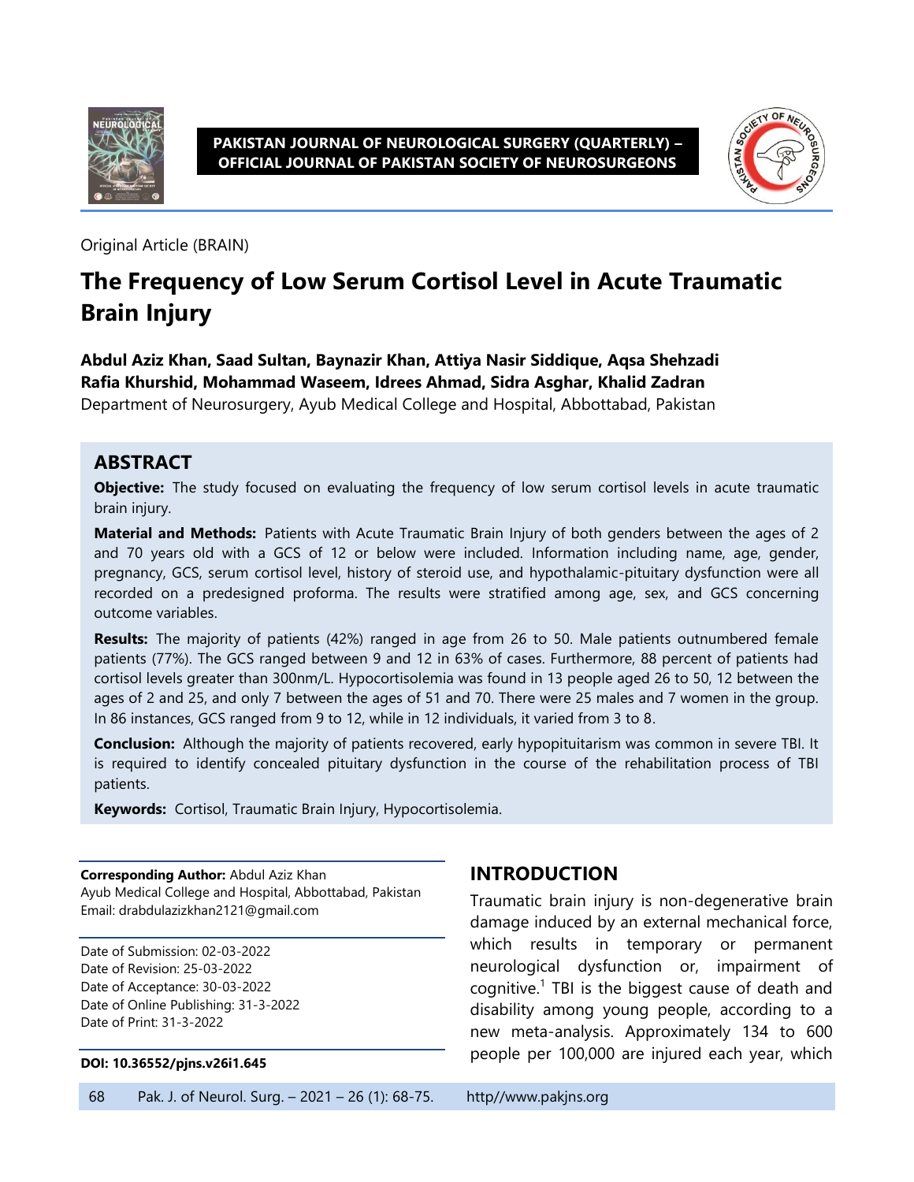Original Article (BRAIN)

# The Frequency of Low Serum Cortisol Level in Acute Traumatic Brain Injury

**Abdul Aziz Khan, Saad Sultan, Baynazir Khan, Attiya Nasir Siddique, Aqsa Shehzadi Rafia Khurshid, Mohammad Waseem, Idrees Ahmad, Sidra Asghar, Khalid Zadran**

Department of Neurosurgery, Ayub Medical College and Hospital, Abbottabad, Pakistan

## ABSTRACT

**Objective:** The study focused on evaluating the frequency of low serum cortisol levels in acute traumatic brain injury.

**Material and Methods:** Patients with Acute Traumatic Brain Injury of both genders between the ages of 2 and 70 years old with a GCS of 12 or below were included. Information including name, age, gender, pregnancy, GCS, serum cortisol level, history of steroid use, and hypothalamic-pituitary dysfunction were all recorded on a predesigned proforma. The results were stratified among age, sex, and GCS concerning outcome variables.

**Results:** The majority of patients (42%) ranged in age from 26 to 50. Male patients outnumbered female patients (77%). The GCS ranged between 9 and 12 in 63% of cases. Furthermore, 88 percent of patients had cortisol levels greater than 300nm/L. Hypocortisolemia was found in 13 people aged 26 to 50, 12 between the ages of 2 and 25, and only 7 between the ages of 51 and 70. There were 25 males and 7 women in the group. In 86 instances, GCS ranged from 9 to 12, while in 12 individuals, it varied from 3 to 8.

**Conclusion:** Although the majority of patients recovered, early hypopituitarism was common in severe TBI. It is required to identify concealed pituitary dysfunction in the course of the rehabilitation process of TBI patients.

**Keywords:** Cortisol, Traumatic Brain Injury, Hypocortisolemia.

**Corresponding Author:** Abdul Aziz Khan
Ayub Medical College and Hospital, Abbottabad, Pakistan
Email: drabdulazizkhan2121@gmail.com

Date of Submission: 02-03-2022
Date of Revision: 25-03-2022
Date of Acceptance: 30-03-2022
Date of Online Publishing: 31-3-2022
Date of Print: 31-3-2022

**DOI: 10.36552/pjns.v26i1.645**

## INTRODUCTION

Traumatic brain injury is non-degenerative brain damage induced by an external mechanical force, which results in temporary or permanent neurological dysfunction or, impairment of cognitive.[1] TBI is the biggest cause of death and disability among young people, according to a new meta-analysis. Approximately 134 to 600 people per 100,000 are injured each year, which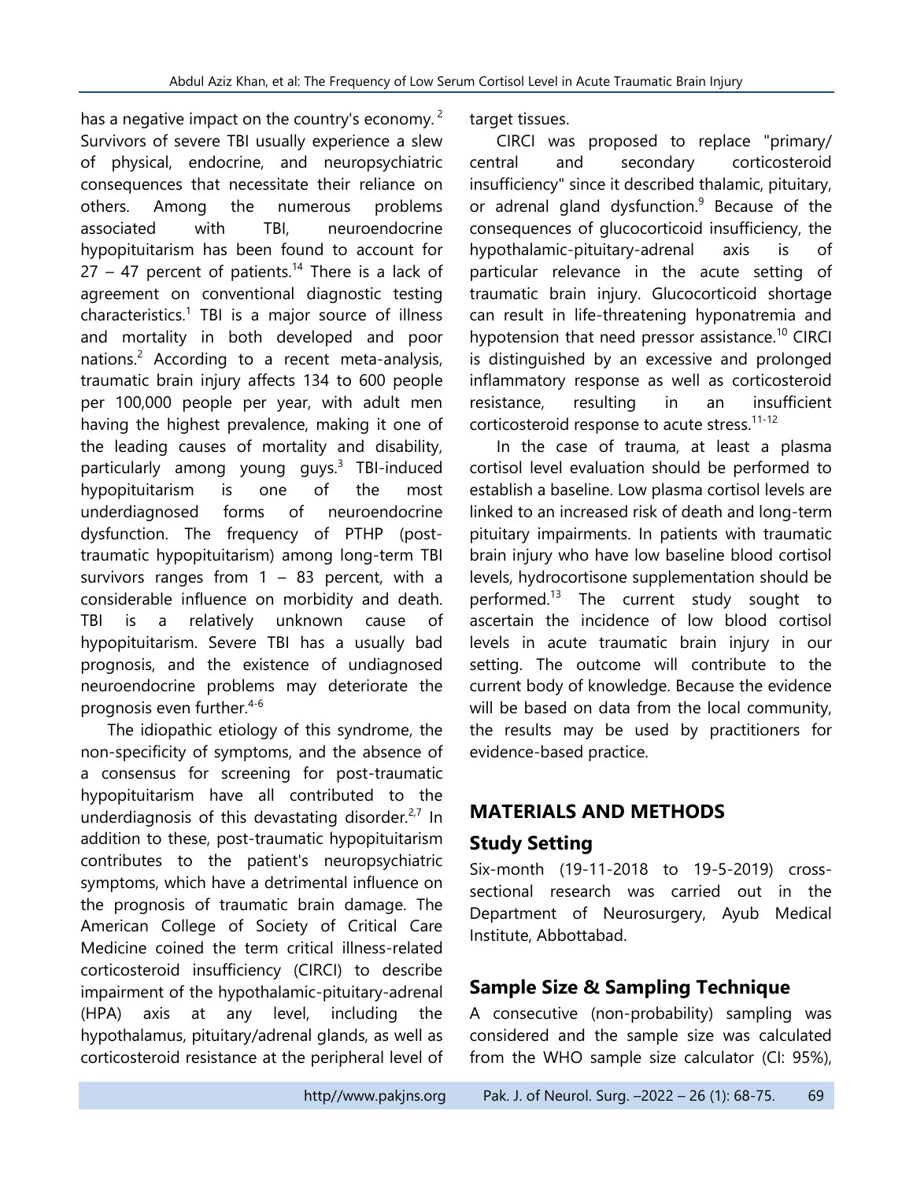has a negative impact on the country's economy.[2] Survivors of severe TBI usually experience a slew of physical, endocrine, and neuropsychiatric consequences that necessitate their reliance on others. Among the numerous problems associated with TBI, neuroendocrine hypopituitarism has been found to account for 27 – 47 percent of patients.[14] There is a lack of agreement on conventional diagnostic testing characteristics.[1] TBI is a major source of illness and mortality in both developed and poor nations.[2] According to a recent meta-analysis, traumatic brain injury affects 134 to 600 people per 100,000 people per year, with adult men having the highest prevalence, making it one of the leading causes of mortality and disability, particularly among young guys.[3] TBI-induced hypopituitarism is one of the most underdiagnosed forms of neuroendocrine dysfunction. The frequency of PTHP (post-traumatic hypopituitarism) among long-term TBI survivors ranges from 1 – 83 percent, with a considerable influence on morbidity and death. TBI is a relatively unknown cause of hypopituitarism. Severe TBI has a usually bad prognosis, and the existence of undiagnosed neuroendocrine problems may deteriorate the prognosis even further.[4-6]

The idiopathic etiology of this syndrome, the non-specificity of symptoms, and the absence of a consensus for screening for post-traumatic hypopituitarism have all contributed to the underdiagnosis of this devastating disorder.[2,7] In addition to these, post-traumatic hypopituitarism contributes to the patient's neuropsychiatric symptoms, which have a detrimental influence on the prognosis of traumatic brain damage. The American College of Society of Critical Care Medicine coined the term critical illness-related corticosteroid insufficiency (CIRCI) to describe impairment of the hypothalamic-pituitary-adrenal (HPA) axis at any level, including the hypothalamus, pituitary/adrenal glands, as well as corticosteroid resistance at the peripheral level of target tissues.

CIRCI was proposed to replace "primary/ central and secondary corticosteroid insufficiency" since it described thalamic, pituitary, or adrenal gland dysfunction.[9] Because of the consequences of glucocorticoid insufficiency, the hypothalamic-pituitary-adrenal axis is of particular relevance in the acute setting of traumatic brain injury. Glucocorticoid shortage can result in life-threatening hyponatremia and hypotension that need pressor assistance.[10] CIRCI is distinguished by an excessive and prolonged inflammatory response as well as corticosteroid resistance, resulting in an insufficient corticosteroid response to acute stress.[11-12]

In the case of trauma, at least a plasma cortisol level evaluation should be performed to establish a baseline. Low plasma cortisol levels are linked to an increased risk of death and long-term pituitary impairments. In patients with traumatic brain injury who have low baseline blood cortisol levels, hydrocortisone supplementation should be performed.[13] The current study sought to ascertain the incidence of low blood cortisol levels in acute traumatic brain injury in our setting. The outcome will contribute to the current body of knowledge. Because the evidence will be based on data from the local community, the results may be used by practitioners for evidence-based practice.

## MATERIALS AND METHODS

### Study Setting

Six-month (19-11-2018 to 19-5-2019) cross-sectional research was carried out in the Department of Neurosurgery, Ayub Medical Institute, Abbottabad.

### Sample Size & Sampling Technique

A consecutive (non-probability) sampling was considered and the sample size was calculated from the WHO sample size calculator (CI: 95%),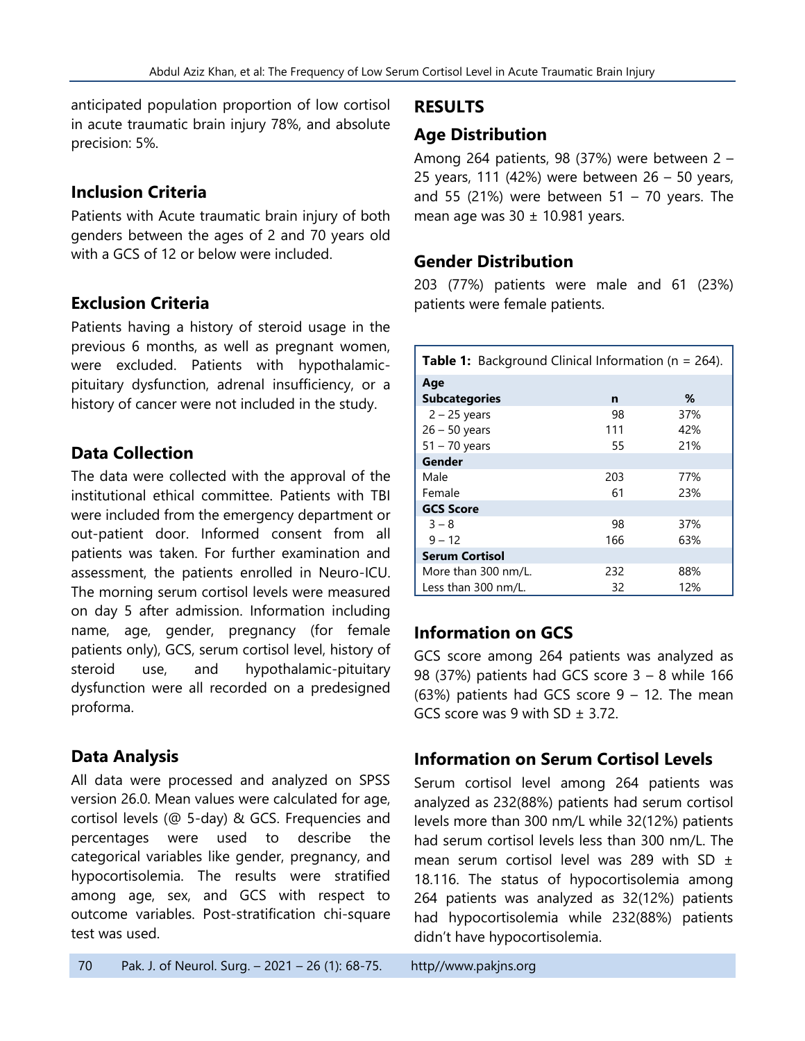anticipated population proportion of low cortisol in acute traumatic brain injury 78%, and absolute precision: 5%.

### Inclusion Criteria

Patients with Acute traumatic brain injury of both genders between the ages of 2 and 70 years old with a GCS of 12 or below were included.

### Exclusion Criteria

Patients having a history of steroid usage in the previous 6 months, as well as pregnant women, were excluded. Patients with hypothalamic-pituitary dysfunction, adrenal insufficiency, or a history of cancer were not included in the study.

### Data Collection

The data were collected with the approval of the institutional ethical committee. Patients with TBI were included from the emergency department or out-patient door. Informed consent from all patients was taken. For further examination and assessment, the patients enrolled in Neuro-ICU. The morning serum cortisol levels were measured on day 5 after admission. Information including name, age, gender, pregnancy (for female patients only), GCS, serum cortisol level, history of steroid use, and hypothalamic-pituitary dysfunction were all recorded on a predesigned proforma.

### Data Analysis

All data were processed and analyzed on SPSS version 26.0. Mean values were calculated for age, cortisol levels (@ 5-day) & GCS. Frequencies and percentages were used to describe the categorical variables like gender, pregnancy, and hypocortisolemia. The results were stratified among age, sex, and GCS with respect to outcome variables. Post-stratification chi-square test was used.

## RESULTS

### Age Distribution

Among 264 patients, 98 (37%) were between 2 – 25 years, 111 (42%) were between 26 – 50 years, and 55 (21%) were between 51 – 70 years. The mean age was 30 ± 10.981 years.

### Gender Distribution

203 (77%) patients were male and 61 (23%) patients were female patients.

**Table 1:** Background Clinical Information (n = 264).

| **Age Subcategories** | **n** | **%** |
|---|---|---|
| 2 – 25 years | 98 | 37% |
| 26 – 50 years | 111 | 42% |
| 51 – 70 years | 55 | 21% |
| **Gender** | | |
| Male | 203 | 77% |
| Female | 61 | 23% |
| **GCS Score** | | |
| 3 – 8 | 98 | 37% |
| 9 – 12 | 166 | 63% |
| **Serum Cortisol** | | |
| More than 300 nm/L. | 232 | 88% |
| Less than 300 nm/L. | 32 | 12% |

### Information on GCS

GCS score among 264 patients was analyzed as 98 (37%) patients had GCS score 3 – 8 while 166 (63%) patients had GCS score 9 – 12. The mean GCS score was 9 with SD ± 3.72.

### Information on Serum Cortisol Levels

Serum cortisol level among 264 patients was analyzed as 232(88%) patients had serum cortisol levels more than 300 nm/L while 32(12%) patients had serum cortisol levels less than 300 nm/L. The mean serum cortisol level was 289 with SD ± 18.116. The status of hypocortisolemia among 264 patients was analyzed as 32(12%) patients had hypocortisolemia while 232(88%) patients didn't have hypocortisolemia.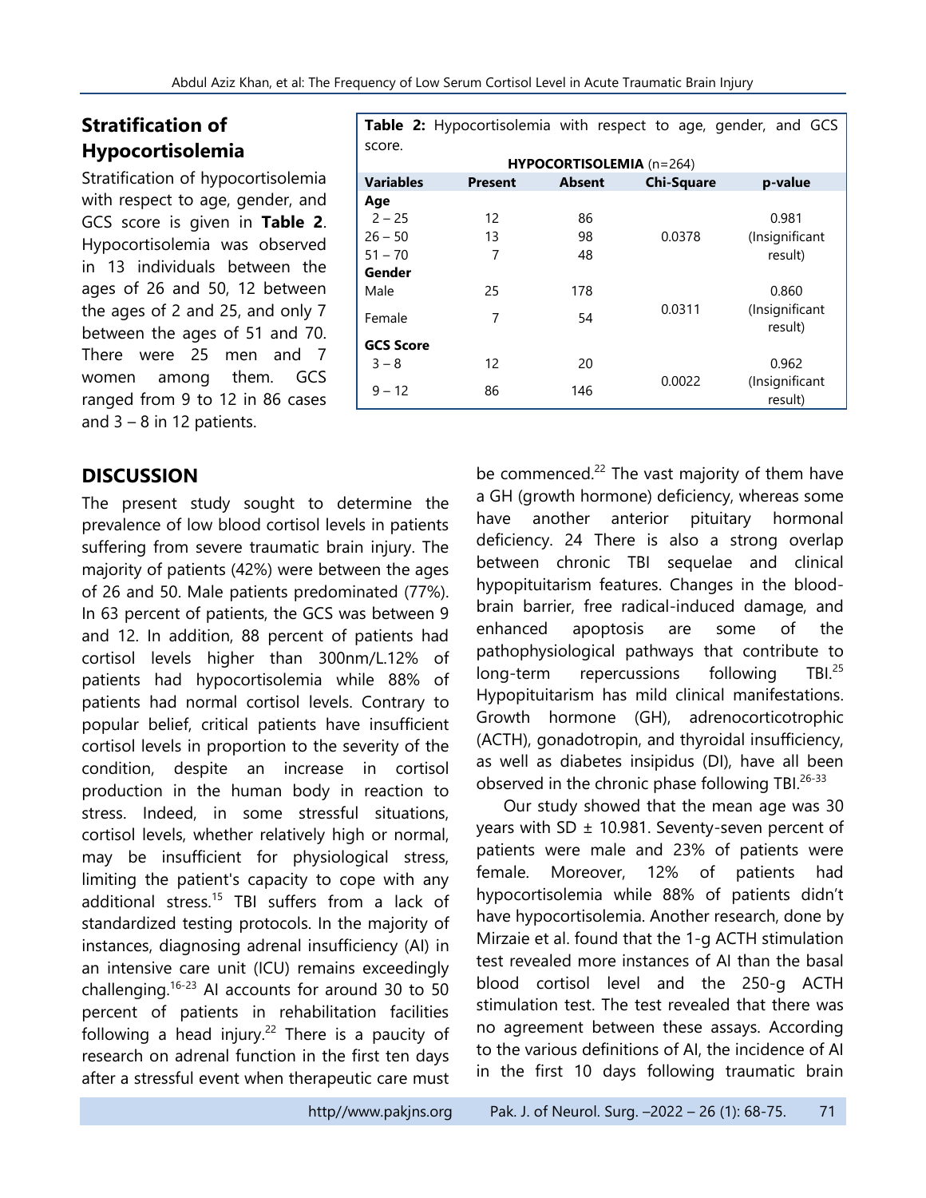## Stratification of Hypocortisolemia

Stratification of hypocortisolemia with respect to age, gender, and GCS score is given in **Table 2**. Hypocortisolemia was observed in 13 individuals between the ages of 26 and 50, 12 between the ages of 2 and 25, and only 7 between the ages of 51 and 70. There were 25 men and 7 women among them. GCS ranged from 9 to 12 in 86 cases and 3 – 8 in 12 patients.

**Table 2:** Hypocortisolemia with respect to age, gender, and GCS score.

| | **HYPOCORTISOLEMIA** (n=264) | | | |
|---|---|---|---|---|
| **Variables** | **Present** | **Absent** | **Chi-Square** | **p-value** |
| **Age** | | | | |
| 2 – 25 | 12 | 86 | | 0.981 |
| 26 – 50 | 13 | 98 | 0.0378 | (Insignificant |
| 51 – 70 | 7 | 48 | | result) |
| **Gender** | | | | |
| Male | 25 | 178 | | 0.860 |
| Female | 7 | 54 | 0.0311 | (Insignificant result) |
| **GCS Score** | | | | |
| 3 – 8 | 12 | 20 | | 0.962 |
| 9 – 12 | 86 | 146 | 0.0022 | (Insignificant result) |

## DISCUSSION

The present study sought to determine the prevalence of low blood cortisol levels in patients suffering from severe traumatic brain injury. The majority of patients (42%) were between the ages of 26 and 50. Male patients predominated (77%). In 63 percent of patients, the GCS was between 9 and 12. In addition, 88 percent of patients had cortisol levels higher than 300nm/L.12% of patients had hypocortisolemia while 88% of patients had normal cortisol levels. Contrary to popular belief, critical patients have insufficient cortisol levels in proportion to the severity of the condition, despite an increase in cortisol production in the human body in reaction to stress. Indeed, in some stressful situations, cortisol levels, whether relatively high or normal, may be insufficient for physiological stress, limiting the patient's capacity to cope with any additional stress.[15] TBI suffers from a lack of standardized testing protocols. In the majority of instances, diagnosing adrenal insufficiency (AI) in an intensive care unit (ICU) remains exceedingly challenging.[16-23] AI accounts for around 30 to 50 percent of patients in rehabilitation facilities following a head injury.[22] There is a paucity of research on adrenal function in the first ten days after a stressful event when therapeutic care must be commenced.[22] The vast majority of them have a GH (growth hormone) deficiency, whereas some have another anterior pituitary hormonal deficiency. 24 There is also a strong overlap between chronic TBI sequelae and clinical hypopituitarism features. Changes in the blood-brain barrier, free radical-induced damage, and enhanced apoptosis are some of the pathophysiological pathways that contribute to long-term repercussions following TBI.[25] Hypopituitarism has mild clinical manifestations. Growth hormone (GH), adrenocorticotrophic (ACTH), gonadotropin, and thyroidal insufficiency, as well as diabetes insipidus (DI), have all been observed in the chronic phase following TBI.[26-33]

Our study showed that the mean age was 30 years with SD ± 10.981. Seventy-seven percent of patients were male and 23% of patients were female. Moreover, 12% of patients had hypocortisolemia while 88% of patients didn't have hypocortisolemia. Another research, done by Mirzaie et al. found that the 1-g ACTH stimulation test revealed more instances of AI than the basal blood cortisol level and the 250-g ACTH stimulation test. The test revealed that there was no agreement between these assays. According to the various definitions of AI, the incidence of AI in the first 10 days following traumatic brain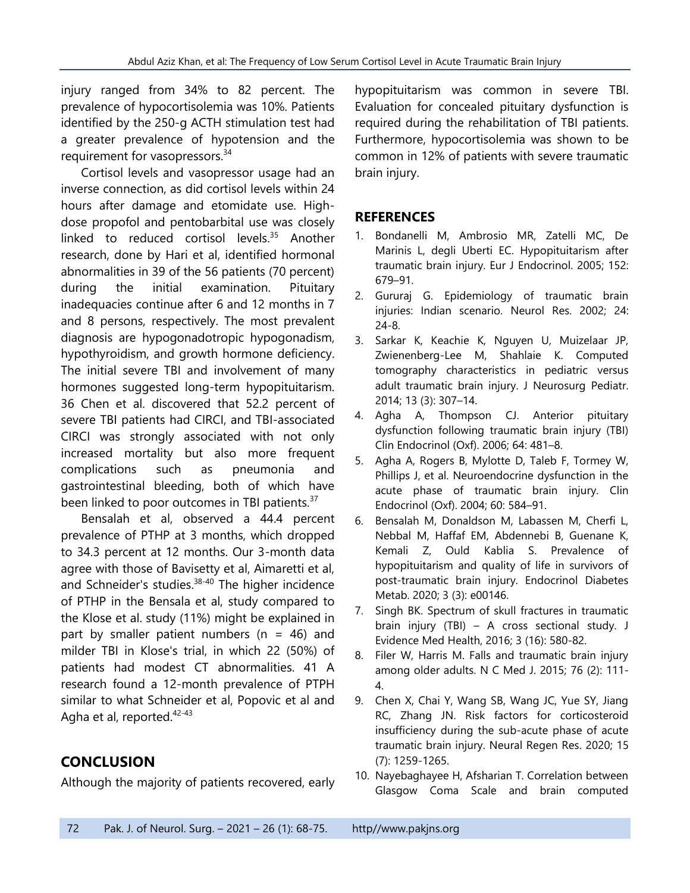injury ranged from 34% to 82 percent. The prevalence of hypocortisolemia was 10%. Patients identified by the 250-g ACTH stimulation test had a greater prevalence of hypotension and the requirement for vasopressors.[34]

Cortisol levels and vasopressor usage had an inverse connection, as did cortisol levels within 24 hours after damage and etomidate use. High-dose propofol and pentobarbital use was closely linked to reduced cortisol levels.[35] Another research, done by Hari et al, identified hormonal abnormalities in 39 of the 56 patients (70 percent) during the initial examination. Pituitary inadequacies continue after 6 and 12 months in 7 and 8 persons, respectively. The most prevalent diagnosis are hypogonadotropic hypogonadism, hypothyroidism, and growth hormone deficiency. The initial severe TBI and involvement of many hormones suggested long-term hypopituitarism. 36 Chen et al. discovered that 52.2 percent of severe TBI patients had CIRCI, and TBI-associated CIRCI was strongly associated with not only increased mortality but also more frequent complications such as pneumonia and gastrointestinal bleeding, both of which have been linked to poor outcomes in TBI patients.[37]

Bensalah et al, observed a 44.4 percent prevalence of PTHP at 3 months, which dropped to 34.3 percent at 12 months. Our 3-month data agree with those of Bavisetty et al, Aimaretti et al, and Schneider's studies.[38-40] The higher incidence of PTHP in the Bensala et al, study compared to the Klose et al. study (11%) might be explained in part by smaller patient numbers (n = 46) and milder TBI in Klose's trial, in which 22 (50%) of patients had modest CT abnormalities. 41 A research found a 12-month prevalence of PTPH similar to what Schneider et al, Popovic et al and Agha et al, reported.[42-43]

## CONCLUSION

Although the majority of patients recovered, early hypopituitarism was common in severe TBI. Evaluation for concealed pituitary dysfunction is required during the rehabilitation of TBI patients. Furthermore, hypocortisolemia was shown to be common in 12% of patients with severe traumatic brain injury.

## REFERENCES

1. Bondanelli M, Ambrosio MR, Zatelli MC, De Marinis L, degli Uberti EC. Hypopituitarism after traumatic brain injury. Eur J Endocrinol. 2005; 152: 679–91.
2. Gururaj G. Epidemiology of traumatic brain injuries: Indian scenario. Neurol Res. 2002; 24: 24-8.
3. Sarkar K, Keachie K, Nguyen U, Muizelaar JP, Zwienenberg-Lee M, Shahlaie K. Computed tomography characteristics in pediatric versus adult traumatic brain injury. J Neurosurg Pediatr. 2014; 13 (3): 307–14.
4. Agha A, Thompson CJ. Anterior pituitary dysfunction following traumatic brain injury (TBI) Clin Endocrinol (Oxf). 2006; 64: 481–8.
5. Agha A, Rogers B, Mylotte D, Taleb F, Tormey W, Phillips J, et al. Neuroendocrine dysfunction in the acute phase of traumatic brain injury. Clin Endocrinol (Oxf). 2004; 60: 584–91.
6. Bensalah M, Donaldson M, Labassen M, Cherfi L, Nebbal M, Haffaf EM, Abdennebi B, Guenane K, Kemali Z, Ould Kablia S. Prevalence of hypopituitarism and quality of life in survivors of post-traumatic brain injury. Endocrinol Diabetes Metab. 2020; 3 (3): e00146.
7. Singh BK. Spectrum of skull fractures in traumatic brain injury (TBI) – A cross sectional study. J Evidence Med Health, 2016; 3 (16): 580-82.
8. Filer W, Harris M. Falls and traumatic brain injury among older adults. N C Med J. 2015; 76 (2): 111-4.
9. Chen X, Chai Y, Wang SB, Wang JC, Yue SY, Jiang RC, Zhang JN. Risk factors for corticosteroid insufficiency during the sub-acute phase of acute traumatic brain injury. Neural Regen Res. 2020; 15 (7): 1259-1265.
10. Nayebaghayee H, Afsharian T. Correlation between Glasgow Coma Scale and brain computed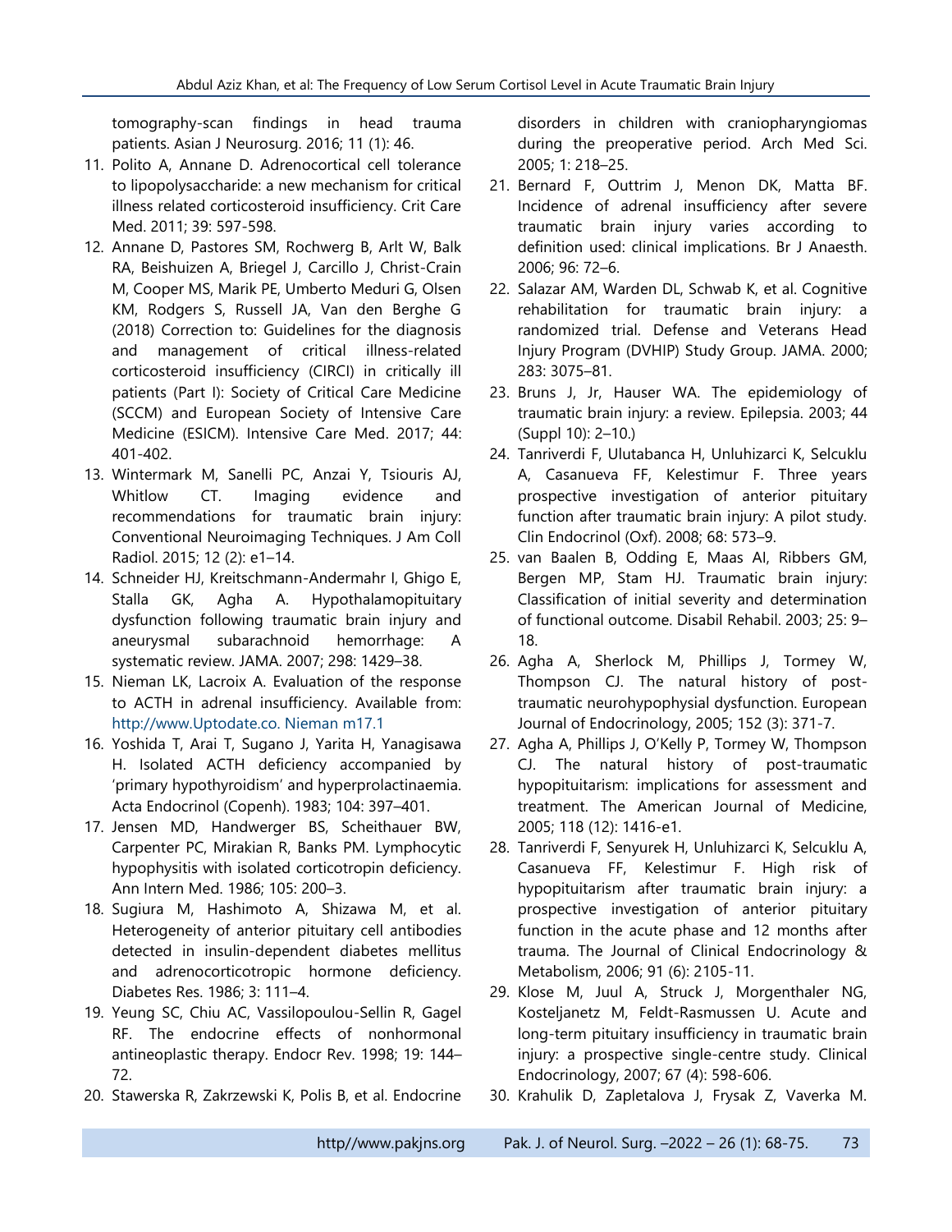tomography-scan findings in head trauma patients. Asian J Neurosurg. 2016; 11 (1): 46.

11. Polito A, Annane D. Adrenocortical cell tolerance to lipopolysaccharide: a new mechanism for critical illness related corticosteroid insufficiency. Crit Care Med. 2011; 39: 597-598.
12. Annane D, Pastores SM, Rochwerg B, Arlt W, Balk RA, Beishuizen A, Briegel J, Carcillo J, Christ-Crain M, Cooper MS, Marik PE, Umberto Meduri G, Olsen KM, Rodgers S, Russell JA, Van den Berghe G (2018) Correction to: Guidelines for the diagnosis and management of critical illness-related corticosteroid insufficiency (CIRCI) in critically ill patients (Part I): Society of Critical Care Medicine (SCCM) and European Society of Intensive Care Medicine (ESICM). Intensive Care Med. 2017; 44: 401-402.
13. Wintermark M, Sanelli PC, Anzai Y, Tsiouris AJ, Whitlow CT. Imaging evidence and recommendations for traumatic brain injury: Conventional Neuroimaging Techniques. J Am Coll Radiol. 2015; 12 (2): e1–14.
14. Schneider HJ, Kreitschmann-Andermahr I, Ghigo E, Stalla GK, Agha A. Hypothalamopituitary dysfunction following traumatic brain injury and aneurysmal subarachnoid hemorrhage: A systematic review. JAMA. 2007; 298: 1429–38.
15. Nieman LK, Lacroix A. Evaluation of the response to ACTH in adrenal insufficiency. Available from: http://www.Uptodate.co. Nieman m17.1
16. Yoshida T, Arai T, Sugano J, Yarita H, Yanagisawa H. Isolated ACTH deficiency accompanied by 'primary hypothyroidism' and hyperprolactinaemia. Acta Endocrinol (Copenh). 1983; 104: 397–401.
17. Jensen MD, Handwerger BS, Scheithauer BW, Carpenter PC, Mirakian R, Banks PM. Lymphocytic hypophysitis with isolated corticotropin deficiency. Ann Intern Med. 1986; 105: 200–3.
18. Sugiura M, Hashimoto A, Shizawa M, et al. Heterogeneity of anterior pituitary cell antibodies detected in insulin-dependent diabetes mellitus and adrenocorticotropic hormone deficiency. Diabetes Res. 1986; 3: 111–4.
19. Yeung SC, Chiu AC, Vassilopoulou-Sellin R, Gagel RF. The endocrine effects of nonhormonal antineoplastic therapy. Endocr Rev. 1998; 19: 144–72.
20. Stawerska R, Zakrzewski K, Polis B, et al. Endocrine disorders in children with craniopharyngiomas during the preoperative period. Arch Med Sci. 2005; 1: 218–25.
21. Bernard F, Outtrim J, Menon DK, Matta BF. Incidence of adrenal insufficiency after severe traumatic brain injury varies according to definition used: clinical implications. Br J Anaesth. 2006; 96: 72–6.
22. Salazar AM, Warden DL, Schwab K, et al. Cognitive rehabilitation for traumatic brain injury: a randomized trial. Defense and Veterans Head Injury Program (DVHIP) Study Group. JAMA. 2000; 283: 3075–81.
23. Bruns J, Jr, Hauser WA. The epidemiology of traumatic brain injury: a review. Epilepsia. 2003; 44 (Suppl 10): 2–10.)
24. Tanriverdi F, Ulutabanca H, Unluhizarci K, Selcuklu A, Casanueva FF, Kelestimur F. Three years prospective investigation of anterior pituitary function after traumatic brain injury: A pilot study. Clin Endocrinol (Oxf). 2008; 68: 573–9.
25. van Baalen B, Odding E, Maas AI, Ribbers GM, Bergen MP, Stam HJ. Traumatic brain injury: Classification of initial severity and determination of functional outcome. Disabil Rehabil. 2003; 25: 9–18.
26. Agha A, Sherlock M, Phillips J, Tormey W, Thompson CJ. The natural history of post-traumatic neurohypophysial dysfunction. European Journal of Endocrinology, 2005; 152 (3): 371-7.
27. Agha A, Phillips J, O'Kelly P, Tormey W, Thompson CJ. The natural history of post-traumatic hypopituitarism: implications for assessment and treatment. The American Journal of Medicine, 2005; 118 (12): 1416-e1.
28. Tanriverdi F, Senyurek H, Unluhizarci K, Selcuklu A, Casanueva FF, Kelestimur F. High risk of hypopituitarism after traumatic brain injury: a prospective investigation of anterior pituitary function in the acute phase and 12 months after trauma. The Journal of Clinical Endocrinology & Metabolism, 2006; 91 (6): 2105-11.
29. Klose M, Juul A, Struck J, Morgenthaler NG, Kosteljanetz M, Feldt-Rasmussen U. Acute and long-term pituitary insufficiency in traumatic brain injury: a prospective single-centre study. Clinical Endocrinology, 2007; 67 (4): 598-606.
30. Krahulik D, Zapletalova J, Frysak Z, Vaverka M.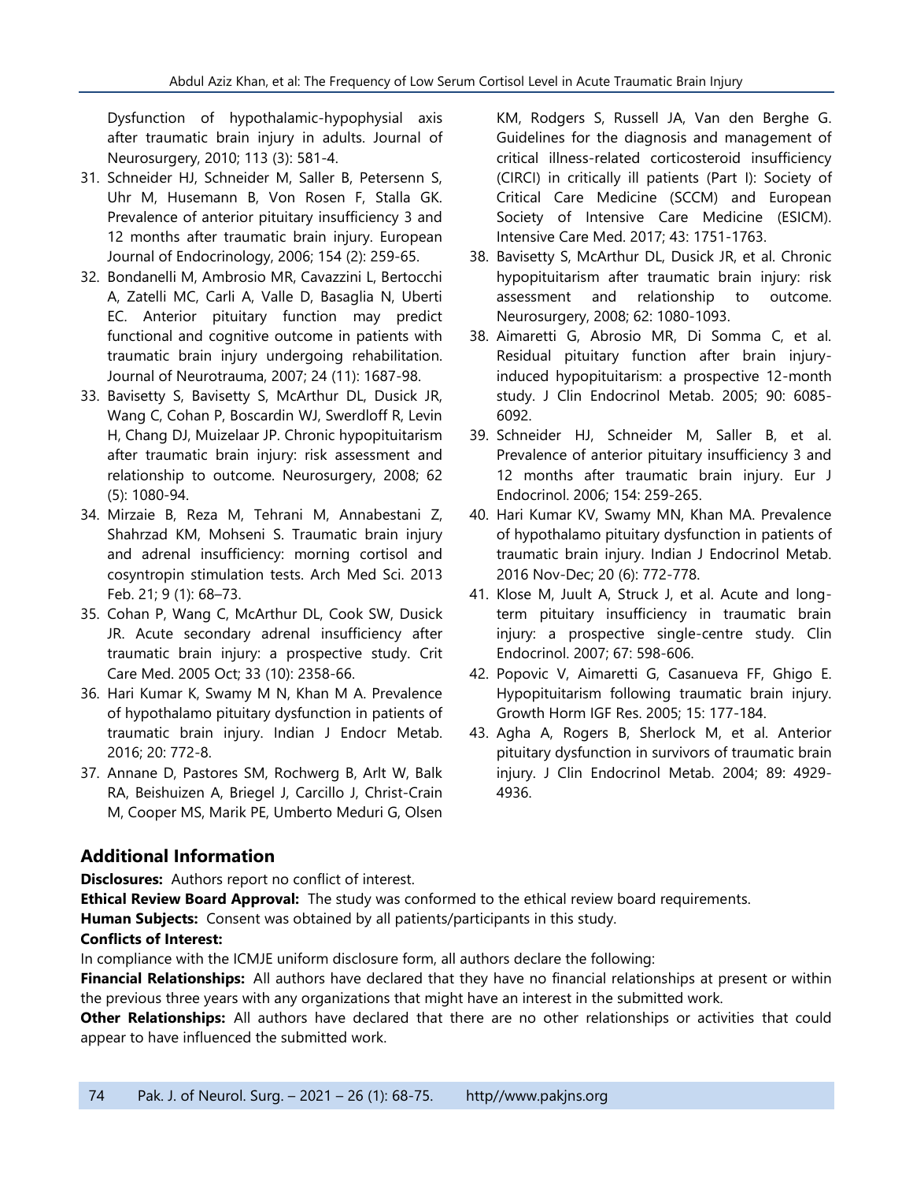Dysfunction of hypothalamic-hypophysial axis after traumatic brain injury in adults. Journal of Neurosurgery, 2010; 113 (3): 581-4.

31. Schneider HJ, Schneider M, Saller B, Petersenn S, Uhr M, Husemann B, Von Rosen F, Stalla GK. Prevalence of anterior pituitary insufficiency 3 and 12 months after traumatic brain injury. European Journal of Endocrinology, 2006; 154 (2): 259-65.
32. Bondanelli M, Ambrosio MR, Cavazzini L, Bertocchi A, Zatelli MC, Carli A, Valle D, Basaglia N, Uberti EC. Anterior pituitary function may predict functional and cognitive outcome in patients with traumatic brain injury undergoing rehabilitation. Journal of Neurotrauma, 2007; 24 (11): 1687-98.
33. Bavisetty S, Bavisetty S, McArthur DL, Dusick JR, Wang C, Cohan P, Boscardin WJ, Swerdloff R, Levin H, Chang DJ, Muizelaar JP. Chronic hypopituitarism after traumatic brain injury: risk assessment and relationship to outcome. Neurosurgery, 2008; 62 (5): 1080-94.
34. Mirzaie B, Reza M, Tehrani M, Annabestani Z, Shahrzad KM, Mohseni S. Traumatic brain injury and adrenal insufficiency: morning cortisol and cosyntropin stimulation tests. Arch Med Sci. 2013 Feb. 21; 9 (1): 68–73.
35. Cohan P, Wang C, McArthur DL, Cook SW, Dusick JR. Acute secondary adrenal insufficiency after traumatic brain injury: a prospective study. Crit Care Med. 2005 Oct; 33 (10): 2358-66.
36. Hari Kumar K, Swamy M N, Khan M A. Prevalence of hypothalamo pituitary dysfunction in patients of traumatic brain injury. Indian J Endocr Metab. 2016; 20: 772-8.
37. Annane D, Pastores SM, Rochwerg B, Arlt W, Balk RA, Beishuizen A, Briegel J, Carcillo J, Christ-Crain M, Cooper MS, Marik PE, Umberto Meduri G, Olsen KM, Rodgers S, Russell JA, Van den Berghe G. Guidelines for the diagnosis and management of critical illness-related corticosteroid insufficiency (CIRCI) in critically ill patients (Part I): Society of Critical Care Medicine (SCCM) and European Society of Intensive Care Medicine (ESICM). Intensive Care Med. 2017; 43: 1751-1763.
38. Bavisetty S, McArthur DL, Dusick JR, et al. Chronic hypopituitarism after traumatic brain injury: risk assessment and relationship to outcome. Neurosurgery, 2008; 62: 1080-1093.
38. Aimaretti G, Abrosio MR, Di Somma C, et al. Residual pituitary function after brain injury-induced hypopituitarism: a prospective 12-month study. J Clin Endocrinol Metab. 2005; 90: 6085-6092.
39. Schneider HJ, Schneider M, Saller B, et al. Prevalence of anterior pituitary insufficiency 3 and 12 months after traumatic brain injury. Eur J Endocrinol. 2006; 154: 259-265.
40. Hari Kumar KV, Swamy MN, Khan MA. Prevalence of hypothalamo pituitary dysfunction in patients of traumatic brain injury. Indian J Endocrinol Metab. 2016 Nov-Dec; 20 (6): 772-778.
41. Klose M, Juult A, Struck J, et al. Acute and long-term pituitary insufficiency in traumatic brain injury: a prospective single-centre study. Clin Endocrinol. 2007; 67: 598-606.
42. Popovic V, Aimaretti G, Casanueva FF, Ghigo E. Hypopituitarism following traumatic brain injury. Growth Horm IGF Res. 2005; 15: 177-184.
43. Agha A, Rogers B, Sherlock M, et al. Anterior pituitary dysfunction in survivors of traumatic brain injury. J Clin Endocrinol Metab. 2004; 89: 4929-4936.

## Additional Information

**Disclosures:** Authors report no conflict of interest.

**Ethical Review Board Approval:** The study was conformed to the ethical review board requirements.

**Human Subjects:** Consent was obtained by all patients/participants in this study.

**Conflicts of Interest:**

In compliance with the ICMJE uniform disclosure form, all authors declare the following:

**Financial Relationships:** All authors have declared that they have no financial relationships at present or within the previous three years with any organizations that might have an interest in the submitted work.

**Other Relationships:** All authors have declared that there are no other relationships or activities that could appear to have influenced the submitted work.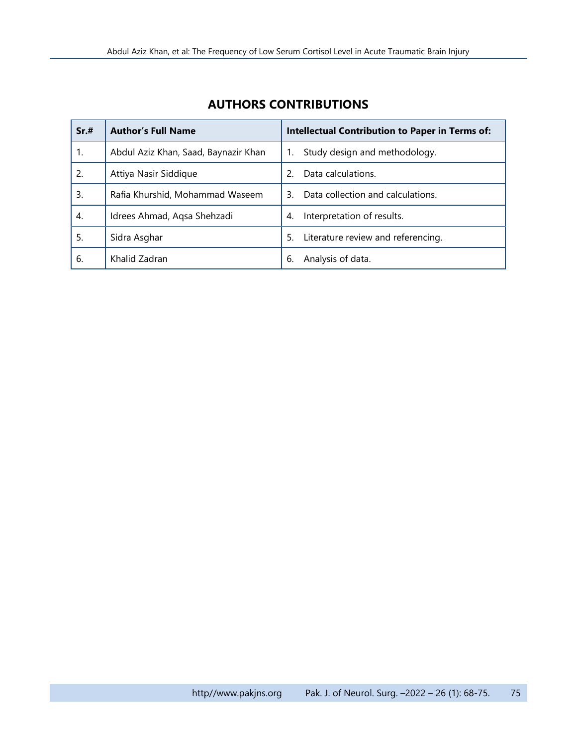## AUTHORS CONTRIBUTIONS

| Sr.# | Author's Full Name | Intellectual Contribution to Paper in Terms of: |
|---|---|---|
| 1. | Abdul Aziz Khan, Saad, Baynazir Khan | 1. Study design and methodology. |
| 2. | Attiya Nasir Siddique | 2. Data calculations. |
| 3. | Rafia Khurshid, Mohammad Waseem | 3. Data collection and calculations. |
| 4. | Idrees Ahmad, Aqsa Shehzadi | 4. Interpretation of results. |
| 5. | Sidra Asghar | 5. Literature review and referencing. |
| 6. | Khalid Zadran | 6. Analysis of data. |